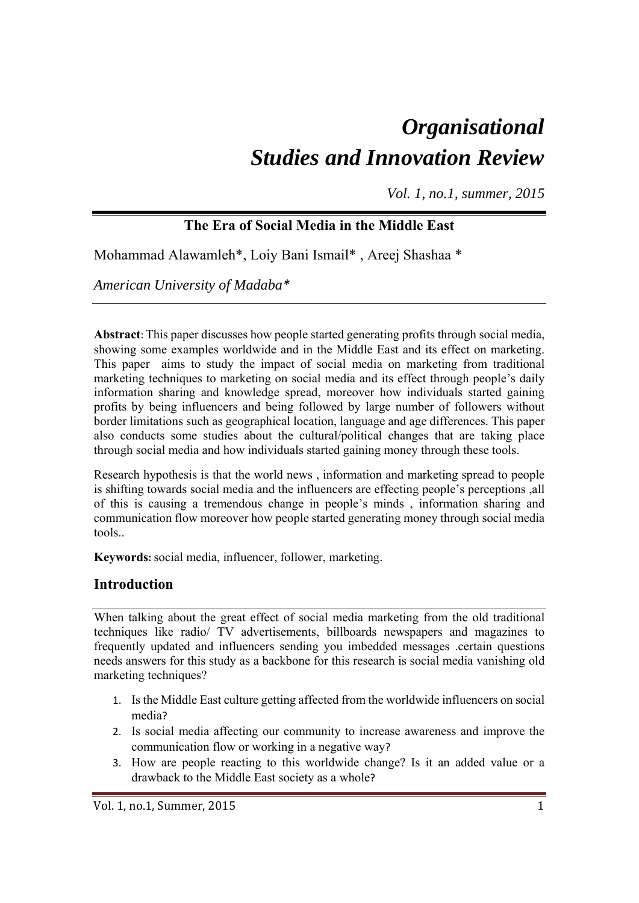# *Organisational Studies and Innovation Review*

*Vol. 1, no.1, summer, 2015*

## The Era of Social Media in the Middle East

Mohammad Alawamleh*, Loiy Bani Ismail* , Areej Shashaa *

*American University of Madaba**

**Abstract**: This paper discusses how people started generating profits through social media, showing some examples worldwide and in the Middle East and its effect on marketing. This paper aims to study the impact of social media on marketing from traditional marketing techniques to marketing on social media and its effect through people's daily information sharing and knowledge spread, moreover how individuals started gaining profits by being influencers and being followed by large number of followers without border limitations such as geographical location, language and age differences. This paper also conducts some studies about the cultural/political changes that are taking place through social media and how individuals started gaining money through these tools.

Research hypothesis is that the world news , information and marketing spread to people is shifting towards social media and the influencers are effecting people's perceptions ,all of this is causing a tremendous change in people's minds , information sharing and communication flow moreover how people started generating money through social media tools..

**Keywords:** social media, influencer, follower, marketing.

## Introduction

When talking about the great effect of social media marketing from the old traditional techniques like radio/ TV advertisements, billboards newspapers and magazines to frequently updated and influencers sending you imbedded messages .certain questions needs answers for this study as a backbone for this research is social media vanishing old marketing techniques?

1. Is the Middle East culture getting affected from the worldwide influencers on social media?
2. Is social media affecting our community to increase awareness and improve the communication flow or working in a negative way?
3. How are people reacting to this worldwide change? Is it an added value or a drawback to the Middle East society as a whole?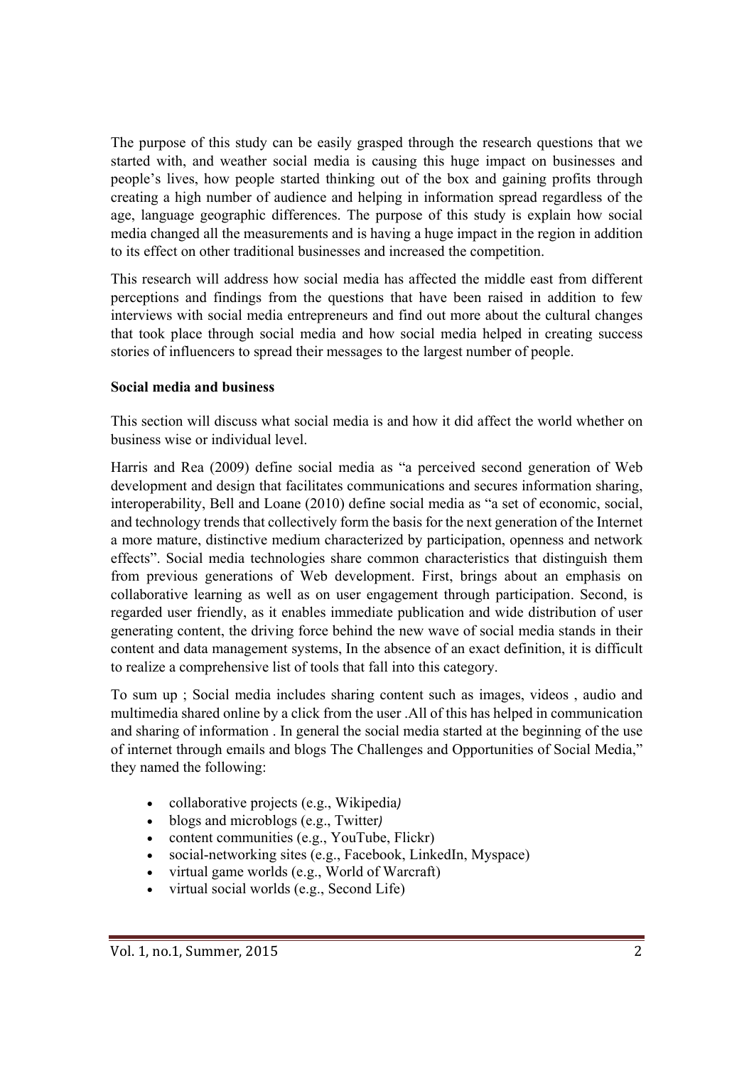The purpose of this study can be easily grasped through the research questions that we started with, and weather social media is causing this huge impact on businesses and people's lives, how people started thinking out of the box and gaining profits through creating a high number of audience and helping in information spread regardless of the age, language geographic differences. The purpose of this study is explain how social media changed all the measurements and is having a huge impact in the region in addition to its effect on other traditional businesses and increased the competition.

This research will address how social media has affected the middle east from different perceptions and findings from the questions that have been raised in addition to few interviews with social media entrepreneurs and find out more about the cultural changes that took place through social media and how social media helped in creating success stories of influencers to spread their messages to the largest number of people.

**Social media and business**

This section will discuss what social media is and how it did affect the world whether on business wise or individual level.

Harris and Rea (2009) define social media as "a perceived second generation of Web development and design that facilitates communications and secures information sharing, interoperability, Bell and Loane (2010) define social media as "a set of economic, social, and technology trends that collectively form the basis for the next generation of the Internet a more mature, distinctive medium characterized by participation, openness and network effects". Social media technologies share common characteristics that distinguish them from previous generations of Web development. First, brings about an emphasis on collaborative learning as well as on user engagement through participation. Second, is regarded user friendly, as it enables immediate publication and wide distribution of user generating content, the driving force behind the new wave of social media stands in their content and data management systems, In the absence of an exact definition, it is difficult to realize a comprehensive list of tools that fall into this category.

To sum up ; Social media includes sharing content such as images, videos , audio and multimedia shared online by a click from the user .All of this has helped in communication and sharing of information . In general the social media started at the beginning of the use of internet through emails and blogs The Challenges and Opportunities of Social Media," they named the following:

- collaborative projects (e.g., Wikipedia*)*
- blogs and microblogs (e.g., Twitter*)*
- content communities (e.g., YouTube, Flickr)
- social-networking sites (e.g., Facebook, LinkedIn, Myspace)
- virtual game worlds (e.g., World of Warcraft)
- virtual social worlds (e.g., Second Life)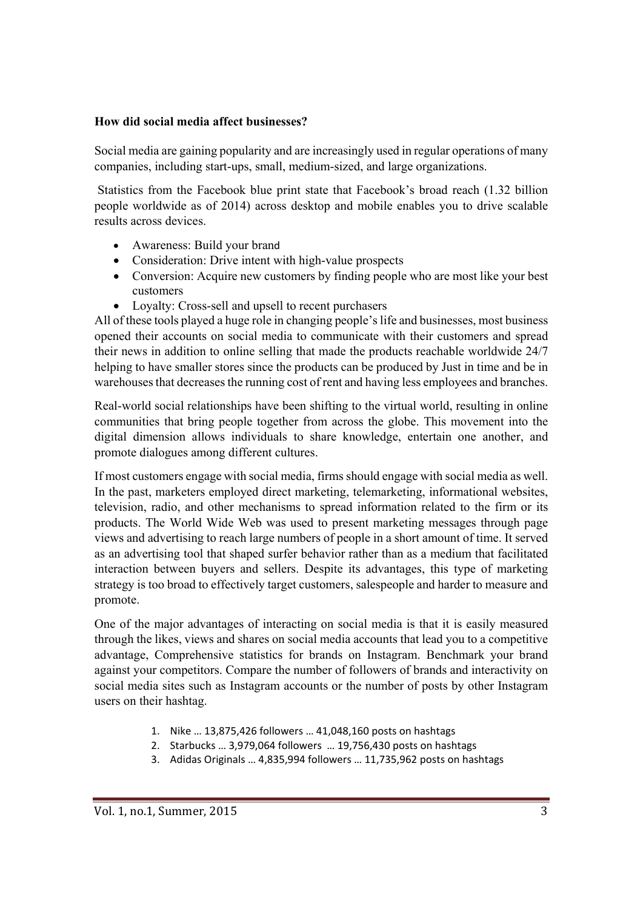**How did social media affect businesses?**

Social media are gaining popularity and are increasingly used in regular operations of many companies, including start-ups, small, medium-sized, and large organizations.

Statistics from the Facebook blue print state that Facebook's broad reach (1.32 billion people worldwide as of 2014) across desktop and mobile enables you to drive scalable results across devices.

- Awareness: Build your brand
- Consideration: Drive intent with high-value prospects
- Conversion: Acquire new customers by finding people who are most like your best customers
- Loyalty: Cross-sell and upsell to recent purchasers

All of these tools played a huge role in changing people's life and businesses, most business opened their accounts on social media to communicate with their customers and spread their news in addition to online selling that made the products reachable worldwide 24/7 helping to have smaller stores since the products can be produced by Just in time and be in warehouses that decreases the running cost of rent and having less employees and branches.

Real-world social relationships have been shifting to the virtual world, resulting in online communities that bring people together from across the globe. This movement into the digital dimension allows individuals to share knowledge, entertain one another, and promote dialogues among different cultures.

If most customers engage with social media, firms should engage with social media as well. In the past, marketers employed direct marketing, telemarketing, informational websites, television, radio, and other mechanisms to spread information related to the firm or its products. The World Wide Web was used to present marketing messages through page views and advertising to reach large numbers of people in a short amount of time. It served as an advertising tool that shaped surfer behavior rather than as a medium that facilitated interaction between buyers and sellers. Despite its advantages, this type of marketing strategy is too broad to effectively target customers, salespeople and harder to measure and promote.

One of the major advantages of interacting on social media is that it is easily measured through the likes, views and shares on social media accounts that lead you to a competitive advantage, Comprehensive statistics for brands on Instagram. Benchmark your brand against your competitors. Compare the number of followers of brands and interactivity on social media sites such as Instagram accounts or the number of posts by other Instagram users on their hashtag.

1. Nike … 13,875,426 followers … 41,048,160 posts on hashtags
2. Starbucks … 3,979,064 followers … 19,756,430 posts on hashtags
3. Adidas Originals … 4,835,994 followers … 11,735,962 posts on hashtags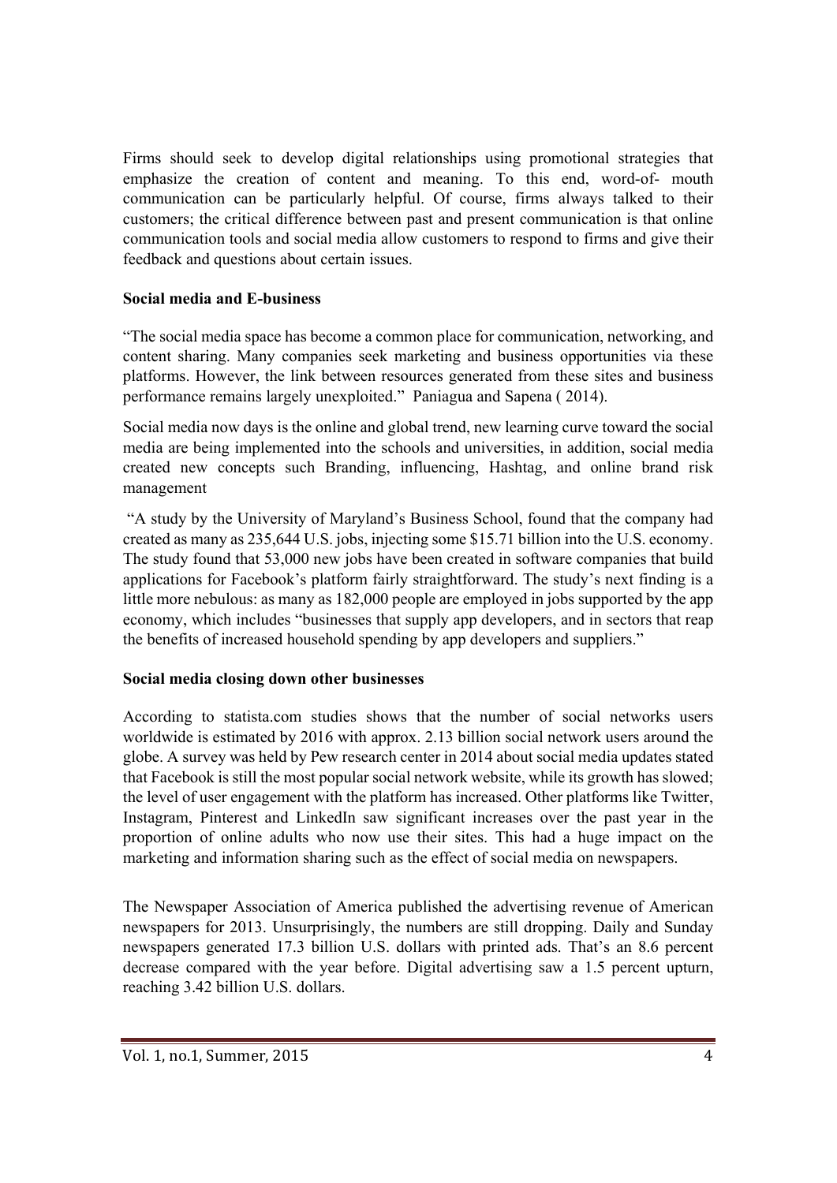Firms should seek to develop digital relationships using promotional strategies that emphasize the creation of content and meaning. To this end, word-of- mouth communication can be particularly helpful. Of course, firms always talked to their customers; the critical difference between past and present communication is that online communication tools and social media allow customers to respond to firms and give their feedback and questions about certain issues.

**Social media and E-business**

"The social media space has become a common place for communication, networking, and content sharing. Many companies seek marketing and business opportunities via these platforms. However, the link between resources generated from these sites and business performance remains largely unexploited." Paniagua and Sapena ( 2014).

Social media now days is the online and global trend, new learning curve toward the social media are being implemented into the schools and universities, in addition, social media created new concepts such Branding, influencing, Hashtag, and online brand risk management

"A study by the University of Maryland's Business School, found that the company had created as many as 235,644 U.S. jobs, injecting some $15.71 billion into the U.S. economy. The study found that 53,000 new jobs have been created in software companies that build applications for Facebook's platform fairly straightforward. The study's next finding is a little more nebulous: as many as 182,000 people are employed in jobs supported by the app economy, which includes "businesses that supply app developers, and in sectors that reap the benefits of increased household spending by app developers and suppliers."

**Social media closing down other businesses**

According to statista.com studies shows that the number of social networks users worldwide is estimated by 2016 with approx. 2.13 billion social network users around the globe. A survey was held by Pew research center in 2014 about social media updates stated that Facebook is still the most popular social network website, while its growth has slowed; the level of user engagement with the platform has increased. Other platforms like Twitter, Instagram, Pinterest and LinkedIn saw significant increases over the past year in the proportion of online adults who now use their sites. This had a huge impact on the marketing and information sharing such as the effect of social media on newspapers.

The Newspaper Association of America published the advertising revenue of American newspapers for 2013. Unsurprisingly, the numbers are still dropping. Daily and Sunday newspapers generated 17.3 billion U.S. dollars with printed ads. That's an 8.6 percent decrease compared with the year before. Digital advertising saw a 1.5 percent upturn, reaching 3.42 billion U.S. dollars.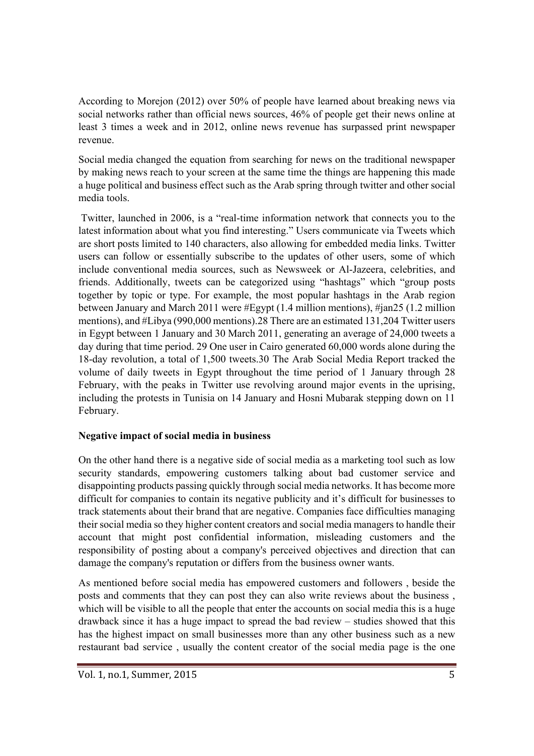According to Morejon (2012) over 50% of people have learned about breaking news via social networks rather than official news sources, 46% of people get their news online at least 3 times a week and in 2012, online news revenue has surpassed print newspaper revenue.

Social media changed the equation from searching for news on the traditional newspaper by making news reach to your screen at the same time the things are happening this made a huge political and business effect such as the Arab spring through twitter and other social media tools.

Twitter, launched in 2006, is a "real-time information network that connects you to the latest information about what you find interesting." Users communicate via Tweets which are short posts limited to 140 characters, also allowing for embedded media links. Twitter users can follow or essentially subscribe to the updates of other users, some of which include conventional media sources, such as Newsweek or Al-Jazeera, celebrities, and friends. Additionally, tweets can be categorized using "hashtags" which "group posts together by topic or type. For example, the most popular hashtags in the Arab region between January and March 2011 were #Egypt (1.4 million mentions), #jan25 (1.2 million mentions), and #Libya (990,000 mentions).28 There are an estimated 131,204 Twitter users in Egypt between 1 January and 30 March 2011, generating an average of 24,000 tweets a day during that time period. 29 One user in Cairo generated 60,000 words alone during the 18-day revolution, a total of 1,500 tweets.30 The Arab Social Media Report tracked the volume of daily tweets in Egypt throughout the time period of 1 January through 28 February, with the peaks in Twitter use revolving around major events in the uprising, including the protests in Tunisia on 14 January and Hosni Mubarak stepping down on 11 February.

**Negative impact of social media in business**

On the other hand there is a negative side of social media as a marketing tool such as low security standards, empowering customers talking about bad customer service and disappointing products passing quickly through social media networks. It has become more difficult for companies to contain its negative publicity and it's difficult for businesses to track statements about their brand that are negative. Companies face difficulties managing their social media so they higher content creators and social media managers to handle their account that might post confidential information, misleading customers and the responsibility of posting about a company's perceived objectives and direction that can damage the company's reputation or differs from the business owner wants.

As mentioned before social media has empowered customers and followers , beside the posts and comments that they can post they can also write reviews about the business , which will be visible to all the people that enter the accounts on social media this is a huge drawback since it has a huge impact to spread the bad review – studies showed that this has the highest impact on small businesses more than any other business such as a new restaurant bad service , usually the content creator of the social media page is the one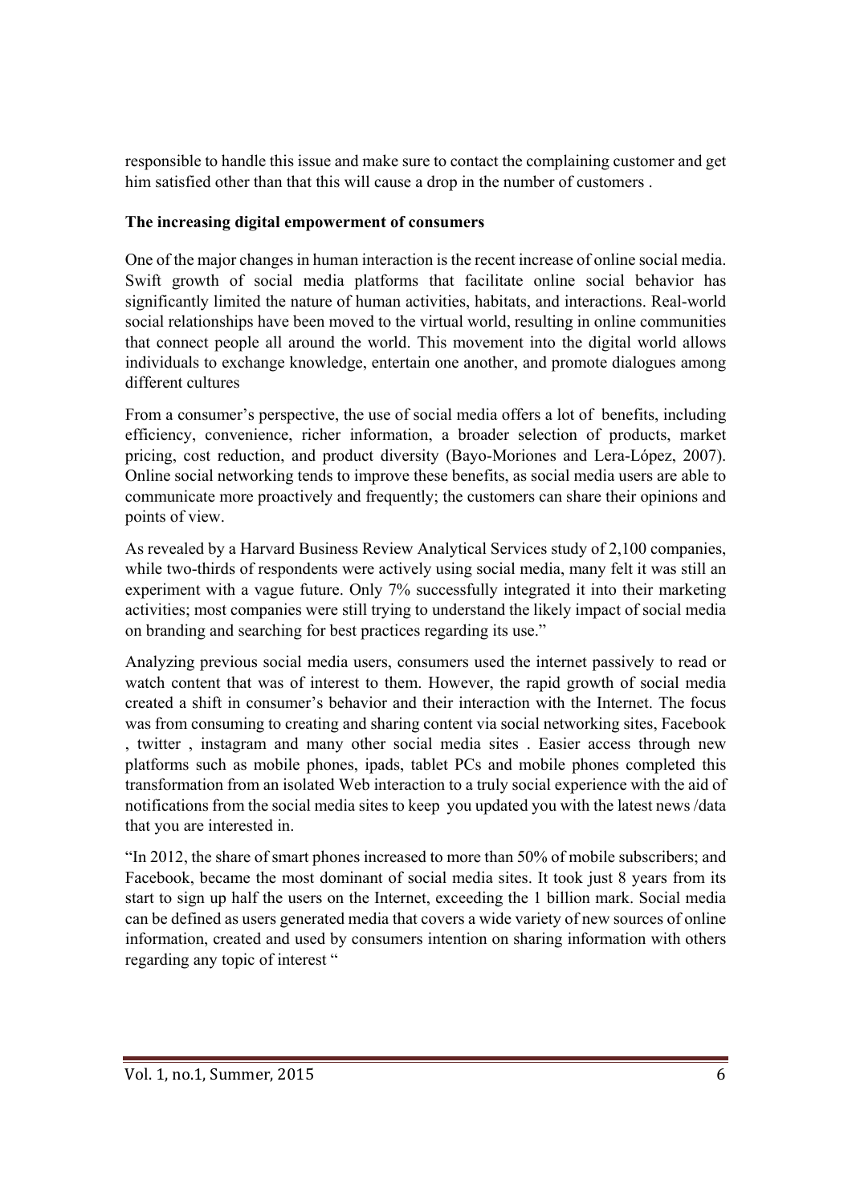responsible to handle this issue and make sure to contact the complaining customer and get him satisfied other than that this will cause a drop in the number of customers .

**The increasing digital empowerment of consumers**

One of the major changes in human interaction is the recent increase of online social media. Swift growth of social media platforms that facilitate online social behavior has significantly limited the nature of human activities, habitats, and interactions. Real-world social relationships have been moved to the virtual world, resulting in online communities that connect people all around the world. This movement into the digital world allows individuals to exchange knowledge, entertain one another, and promote dialogues among different cultures

From a consumer's perspective, the use of social media offers a lot of benefits, including efficiency, convenience, richer information, a broader selection of products, market pricing, cost reduction, and product diversity (Bayo-Moriones and Lera-López, 2007). Online social networking tends to improve these benefits, as social media users are able to communicate more proactively and frequently; the customers can share their opinions and points of view.

As revealed by a Harvard Business Review Analytical Services study of 2,100 companies, while two-thirds of respondents were actively using social media, many felt it was still an experiment with a vague future. Only 7% successfully integrated it into their marketing activities; most companies were still trying to understand the likely impact of social media on branding and searching for best practices regarding its use."

Analyzing previous social media users, consumers used the internet passively to read or watch content that was of interest to them. However, the rapid growth of social media created a shift in consumer's behavior and their interaction with the Internet. The focus was from consuming to creating and sharing content via social networking sites, Facebook , twitter , instagram and many other social media sites . Easier access through new platforms such as mobile phones, ipads, tablet PCs and mobile phones completed this transformation from an isolated Web interaction to a truly social experience with the aid of notifications from the social media sites to keep you updated you with the latest news /data that you are interested in.

"In 2012, the share of smart phones increased to more than 50% of mobile subscribers; and Facebook, became the most dominant of social media sites. It took just 8 years from its start to sign up half the users on the Internet, exceeding the 1 billion mark. Social media can be defined as users generated media that covers a wide variety of new sources of online information, created and used by consumers intention on sharing information with others regarding any topic of interest "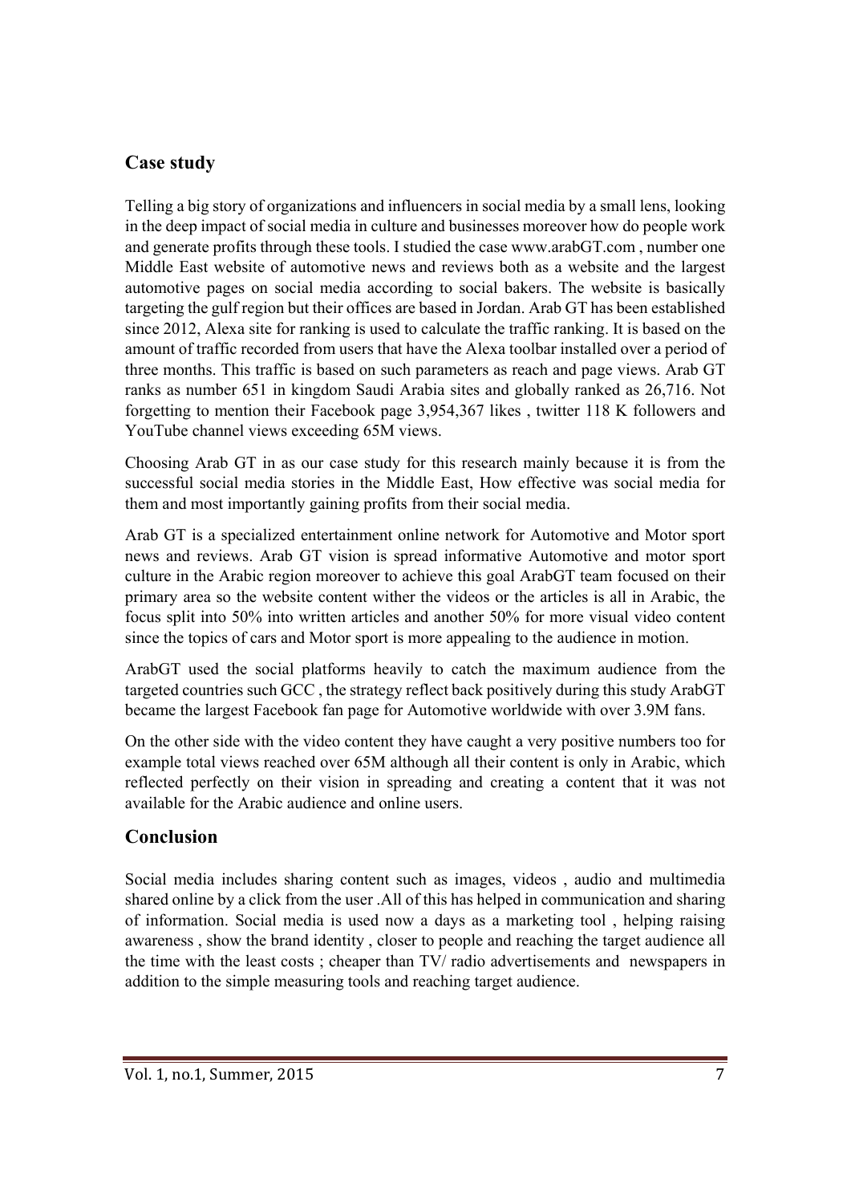## Case study

Telling a big story of organizations and influencers in social media by a small lens, looking in the deep impact of social media in culture and businesses moreover how do people work and generate profits through these tools. I studied the case www.arabGT.com , number one Middle East website of automotive news and reviews both as a website and the largest automotive pages on social media according to social bakers. The website is basically targeting the gulf region but their offices are based in Jordan. Arab GT has been established since 2012, Alexa site for ranking is used to calculate the traffic ranking. It is based on the amount of traffic recorded from users that have the Alexa toolbar installed over a period of three months. This traffic is based on such parameters as reach and page views. Arab GT ranks as number 651 in kingdom Saudi Arabia sites and globally ranked as 26,716. Not forgetting to mention their Facebook page 3,954,367 likes , twitter 118 K followers and YouTube channel views exceeding 65M views.

Choosing Arab GT in as our case study for this research mainly because it is from the successful social media stories in the Middle East, How effective was social media for them and most importantly gaining profits from their social media.

Arab GT is a specialized entertainment online network for Automotive and Motor sport news and reviews. Arab GT vision is spread informative Automotive and motor sport culture in the Arabic region moreover to achieve this goal ArabGT team focused on their primary area so the website content wither the videos or the articles is all in Arabic, the focus split into 50% into written articles and another 50% for more visual video content since the topics of cars and Motor sport is more appealing to the audience in motion.

ArabGT used the social platforms heavily to catch the maximum audience from the targeted countries such GCC , the strategy reflect back positively during this study ArabGT became the largest Facebook fan page for Automotive worldwide with over 3.9M fans.

On the other side with the video content they have caught a very positive numbers too for example total views reached over 65M although all their content is only in Arabic, which reflected perfectly on their vision in spreading and creating a content that it was not available for the Arabic audience and online users.

## Conclusion

Social media includes sharing content such as images, videos , audio and multimedia shared online by a click from the user .All of this has helped in communication and sharing of information. Social media is used now a days as a marketing tool , helping raising awareness , show the brand identity , closer to people and reaching the target audience all the time with the least costs ; cheaper than TV/ radio advertisements and newspapers in addition to the simple measuring tools and reaching target audience.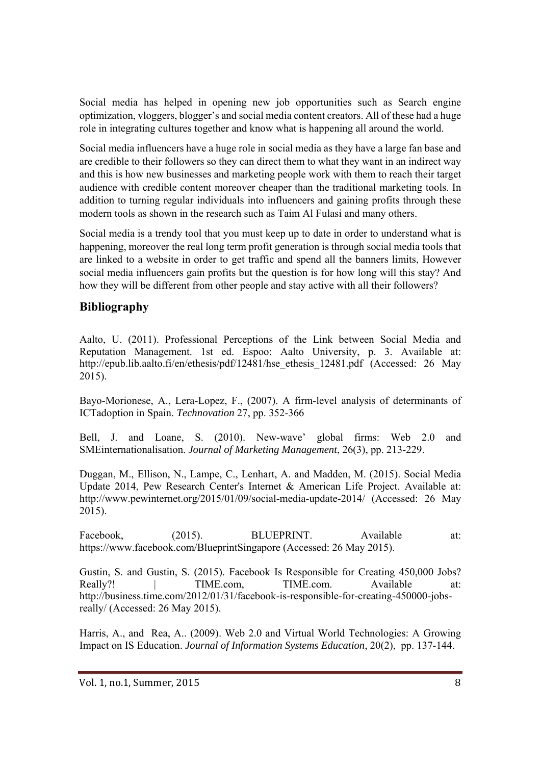Social media has helped in opening new job opportunities such as Search engine optimization, vloggers, blogger's and social media content creators. All of these had a huge role in integrating cultures together and know what is happening all around the world.

Social media influencers have a huge role in social media as they have a large fan base and are credible to their followers so they can direct them to what they want in an indirect way and this is how new businesses and marketing people work with them to reach their target audience with credible content moreover cheaper than the traditional marketing tools. In addition to turning regular individuals into influencers and gaining profits through these modern tools as shown in the research such as Taim Al Fulasi and many others.

Social media is a trendy tool that you must keep up to date in order to understand what is happening, moreover the real long term profit generation is through social media tools that are linked to a website in order to get traffic and spend all the banners limits, However social media influencers gain profits but the question is for how long will this stay? And how they will be different from other people and stay active with all their followers?

## Bibliography

Aalto, U. (2011). Professional Perceptions of the Link between Social Media and Reputation Management. 1st ed. Espoo: Aalto University, p. 3. Available at: http://epub.lib.aalto.fi/en/ethesis/pdf/12481/hse_ethesis_12481.pdf (Accessed: 26 May 2015).

Bayo-Morionese, A., Lera-Lopez, F., (2007). A firm-level analysis of determinants of ICTadoption in Spain. *Technovation* 27, pp. 352-366

Bell, J. and Loane, S. (2010). New-wave' global firms: Web 2.0 and SMEinternationalisation. *Journal of Marketing Management*, 26(3), pp. 213-229.

Duggan, M., Ellison, N., Lampe, C., Lenhart, A. and Madden, M. (2015). Social Media Update 2014, Pew Research Center's Internet & American Life Project. Available at: http://www.pewinternet.org/2015/01/09/social-media-update-2014/ (Accessed: 26 May 2015).

Facebook, (2015). BLUEPRINT. Available at: https://www.facebook.com/BlueprintSingapore (Accessed: 26 May 2015).

Gustin, S. and Gustin, S. (2015). Facebook Is Responsible for Creating 450,000 Jobs? Really?! | TIME.com, TIME.com. Available at: http://business.time.com/2012/01/31/facebook-is-responsible-for-creating-450000-jobs-really/ (Accessed: 26 May 2015).

Harris, A., and Rea, A.. (2009). Web 2.0 and Virtual World Technologies: A Growing Impact on IS Education. *Journal of Information Systems Education*, 20(2), pp. 137-144.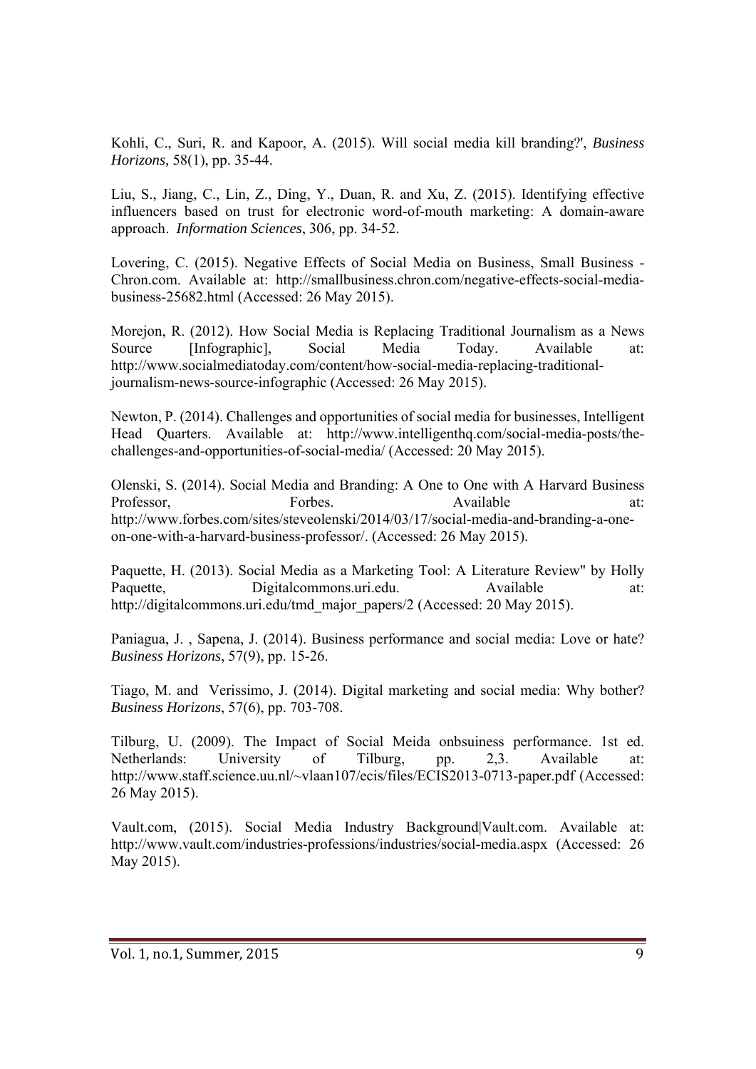Kohli, C., Suri, R. and Kapoor, A. (2015). Will social media kill branding?', *Business Horizons*, 58(1), pp. 35-44.

Liu, S., Jiang, C., Lin, Z., Ding, Y., Duan, R. and Xu, Z. (2015). Identifying effective influencers based on trust for electronic word-of-mouth marketing: A domain-aware approach. *Information Sciences*, 306, pp. 34-52.

Lovering, C. (2015). Negative Effects of Social Media on Business, Small Business - Chron.com. Available at: http://smallbusiness.chron.com/negative-effects-social-media-business-25682.html (Accessed: 26 May 2015).

Morejon, R. (2012). How Social Media is Replacing Traditional Journalism as a News Source [Infographic], Social Media Today. Available at: http://www.socialmediatoday.com/content/how-social-media-replacing-traditional-journalism-news-source-infographic (Accessed: 26 May 2015).

Newton, P. (2014). Challenges and opportunities of social media for businesses, Intelligent Head Quarters. Available at: http://www.intelligenthq.com/social-media-posts/the-challenges-and-opportunities-of-social-media/ (Accessed: 20 May 2015).

Olenski, S. (2014). Social Media and Branding: A One to One with A Harvard Business Professor, Forbes. Available at: http://www.forbes.com/sites/steveolenski/2014/03/17/social-media-and-branding-a-one-on-one-with-a-harvard-business-professor/. (Accessed: 26 May 2015).

Paquette, H. (2013). Social Media as a Marketing Tool: A Literature Review" by Holly Paquette, Digitalcommons.uri.edu. Available at: http://digitalcommons.uri.edu/tmd_major_papers/2 (Accessed: 20 May 2015).

Paniagua, J. , Sapena, J. (2014). Business performance and social media: Love or hate? *Business Horizons*, 57(9), pp. 15-26.

Tiago, M. and Verissimo, J. (2014). Digital marketing and social media: Why bother? *Business Horizons*, 57(6), pp. 703-708.

Tilburg, U. (2009). The Impact of Social Meida onbsuiness performance. 1st ed. Netherlands: University of Tilburg, pp. 2,3. Available at: http://www.staff.science.uu.nl/~vlaan107/ecis/files/ECIS2013-0713-paper.pdf (Accessed: 26 May 2015).

Vault.com, (2015). Social Media Industry Background|Vault.com. Available at: http://www.vault.com/industries-professions/industries/social-media.aspx (Accessed: 26 May 2015).